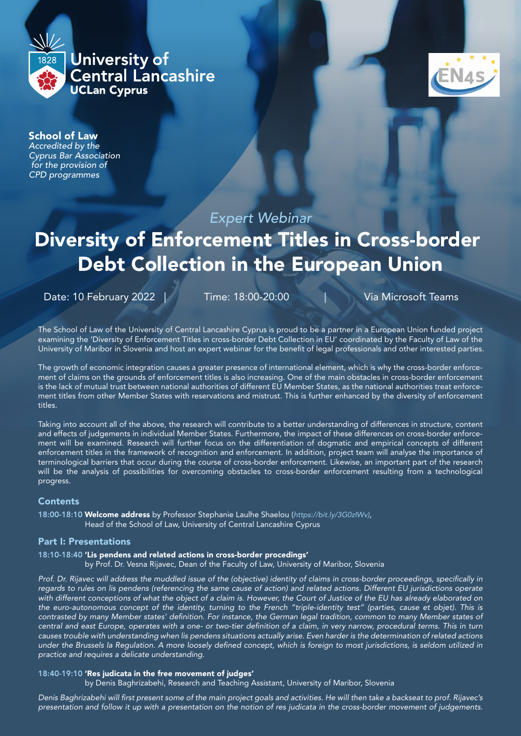University of Central Lancashire
UCLan Cyprus

**School of Law**
*Accredited by the Cyprus Bar Association for the provision of CPD programmes*

*Expert Webinar*

# Diversity of Enforcement Titles in Cross-border Debt Collection in the European Union

Date: 10 February 2022 | Time: 18:00-20:00 | Via Microsoft Teams

The School of Law of the University of Central Lancashire Cyprus is proud to be a partner in a European Union funded project examining the 'Diversity of Enforcement Titles in cross-border Debt Collection in EU' coordinated by the Faculty of Law of the University of Maribor in Slovenia and host an expert webinar for the benefit of legal professionals and other interested parties.

The growth of economic integration causes a greater presence of international element, which is why the cross-border enforcement of claims on the grounds of enforcement titles is also increasing. One of the main obstacles in cross-border enforcement is the lack of mutual trust between national authorities of different EU Member States, as the national authorities treat enforcement titles from other Member States with reservations and mistrust. This is further enhanced by the diversity of enforcement titles.

Taking into account all of the above, the research will contribute to a better understanding of differences in structure, content and effects of judgements in individual Member States. Furthermore, the impact of these differences on cross-border enforcement will be examined. Research will further focus on the differentiation of dogmatic and empirical concepts of different enforcement titles in the framework of recognition and enforcement. In addition, project team will analyse the importance of terminological barriers that occur during the course of cross-border enforcement. Likewise, an important part of the research will be the analysis of possibilities for overcoming obstacles to cross-border enforcement resulting from a technological progress.

## Contents

18:00-18:10 **Welcome address** by Professor Stephanie Laulhe Shaelou (*https://bit.ly/3G0zlWv*), Head of the School of Law, University of Central Lancashire Cyprus

## Part I: Presentations

18:10-18:40 **'Lis pendens and related actions in cross-border procedings'**
by Prof. Dr. Vesna Rijavec, Dean of the Faculty of Law, University of Maribor, Slovenia

*Prof. Dr. Rijavec will address the muddled issue of the (objective) identity of claims in cross-border proceedings, specifically in regards to rules on lis pendens (referencing the same cause of action) and related actions. Different EU jurisdictions operate with different conceptions of what the object of a claim is. However, the Court of Justice of the EU has already elaborated on the euro-autonomous concept of the identity, turning to the French "triple-identity test" (parties, cause et objet). This is contrasted by many Member states' definition. For instance, the German legal tradition, common to many Member states of central and east Europe, operates with a one- or two-tier definition of a claim, in very narrow, procedural terms. This in turn causes trouble with understanding when lis pendens situations actually arise. Even harder is the determination of related actions under the Brussels Ia Regulation. A more loosely defined concept, which is foreign to most jurisdictions, is seldom utilized in practice and requires a delicate understanding.*

18:40-19:10 **'Res judicata in the free movement of judges'**
by Denis Baghrizabehi, Research and Teaching Assistant, University of Maribor, Slovenia

*Denis Baghrizabehi will first present some of the main project goals and activities. He will then take a backseat to prof. Rijavec's presentation and follow it up with a presentation on the notion of res judicata in the cross-border movement of judgements.*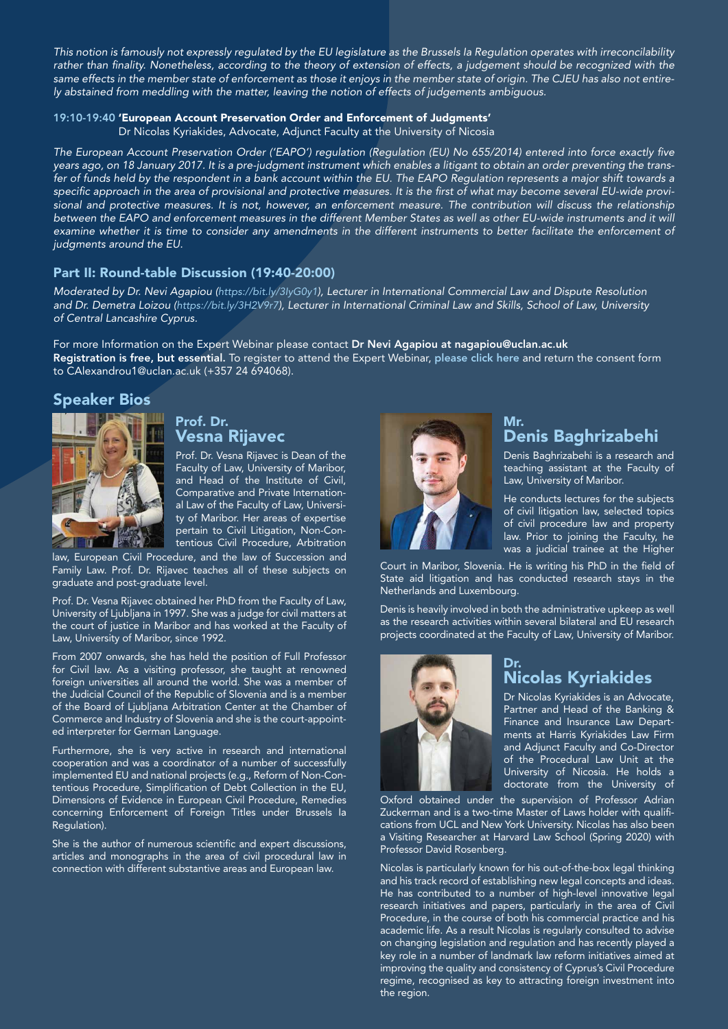*This notion is famously not expressly regulated by the EU legislature as the Brussels Ia Regulation operates with irreconcilability rather than finality. Nonetheless, according to the theory of extension of effects, a judgement should be recognized with the same effects in the member state of enforcement as those it enjoys in the member state of origin. The CJEU has also not entirely abstained from meddling with the matter, leaving the notion of effects of judgements ambiguous.*

**19:10-19:40 'European Account Preservation Order and Enforcement of Judgments'**
Dr Nicolas Kyriakides, Advocate, Adjunct Faculty at the University of Nicosia

*The European Account Preservation Order ('EAPO') regulation (Regulation (EU) No 655/2014) entered into force exactly five years ago, on 18 January 2017. It is a pre-judgment instrument which enables a litigant to obtain an order preventing the transfer of funds held by the respondent in a bank account within the EU. The EAPO Regulation represents a major shift towards a specific approach in the area of provisional and protective measures. It is the first of what may become several EU-wide provisional and protective measures. It is not, however, an enforcement measure. The contribution will discuss the relationship between the EAPO and enforcement measures in the different Member States as well as other EU-wide instruments and it will examine whether it is time to consider any amendments in the different instruments to better facilitate the enforcement of judgments around the EU.*

## Part II: Round-table Discussion (19:40-20:00)

*Moderated by Dr. Nevi Agapiou (https://bit.ly/3IyG0y1), Lecturer in International Commercial Law and Dispute Resolution and Dr. Demetra Loizou (https://bit.ly/3H2V9r7), Lecturer in International Criminal Law and Skills, School of Law, University of Central Lancashire Cyprus.*

For more Information on the Expert Webinar please contact **Dr Nevi Agapiou at nagapiou@uclan.ac.uk**
**Registration is free, but essential.** To register to attend the Expert Webinar, please click here and return the consent form to CAlexandrou1@uclan.ac.uk (+357 24 694068).

## Speaker Bios

### Prof. Dr. Vesna Rijavec

Prof. Dr. Vesna Rijavec is Dean of the Faculty of Law, University of Maribor, and Head of the Institute of Civil, Comparative and Private International Law of the Faculty of Law, University of Maribor. Her areas of expertise pertain to Civil Litigation, Non-Contentious Civil Procedure, Arbitration law, European Civil Procedure, and the law of Succession and Family Law. Prof. Dr. Rijavec teaches all of these subjects on graduate and post-graduate level.

Prof. Dr. Vesna Rijavec obtained her PhD from the Faculty of Law, University of Ljubljana in 1997. She was a judge for civil matters at the court of justice in Maribor and has worked at the Faculty of Law, University of Maribor, since 1992.

From 2007 onwards, she has held the position of Full Professor for Civil law. As a visiting professor, she taught at renowned foreign universities all around the world. She was a member of the Judicial Council of the Republic of Slovenia and is a member of the Board of Ljubljana Arbitration Center at the Chamber of Commerce and Industry of Slovenia and she is the court-appointed interpreter for German Language.

Furthermore, she is very active in research and international cooperation and was a coordinator of a number of successfully implemented EU and national projects (e.g., Reform of Non-Contentious Procedure, Simplification of Debt Collection in the EU, Dimensions of Evidence in European Civil Procedure, Remedies concerning Enforcement of Foreign Titles under Brussels Ia Regulation).

She is the author of numerous scientific and expert discussions, articles and monographs in the area of civil procedural law in connection with different substantive areas and European law.

### Mr. Denis Baghrizabehi

Denis Baghrizabehi is a research and teaching assistant at the Faculty of Law, University of Maribor.

He conducts lectures for the subjects of civil litigation law, selected topics of civil procedure law and property law. Prior to joining the Faculty, he was a judicial trainee at the Higher Court in Maribor, Slovenia. He is writing his PhD in the field of State aid litigation and has conducted research stays in the Netherlands and Luxembourg.

Denis is heavily involved in both the administrative upkeep as well as the research activities within several bilateral and EU research projects coordinated at the Faculty of Law, University of Maribor.

### Dr. Nicolas Kyriakides

Dr Nicolas Kyriakides is an Advocate, Partner and Head of the Banking & Finance and Insurance Law Departments at Harris Kyriakides Law Firm and Adjunct Faculty and Co-Director of the Procedural Law Unit at the University of Nicosia. He holds a doctorate from the University of Oxford obtained under the supervision of Professor Adrian Zuckerman and is a two-time Master of Laws holder with qualifications from UCL and New York University. Nicolas has also been a Visiting Researcher at Harvard Law School (Spring 2020) with Professor David Rosenberg.

Nicolas is particularly known for his out-of-the-box legal thinking and his track record of establishing new legal concepts and ideas. He has contributed to a number of high-level innovative legal research initiatives and papers, particularly in the area of Civil Procedure, in the course of both his commercial practice and his academic life. As a result Nicolas is regularly consulted to advise on changing legislation and regulation and has recently played a key role in a number of landmark law reform initiatives aimed at improving the quality and consistency of Cyprus's Civil Procedure regime, recognised as key to attracting foreign investment into the region.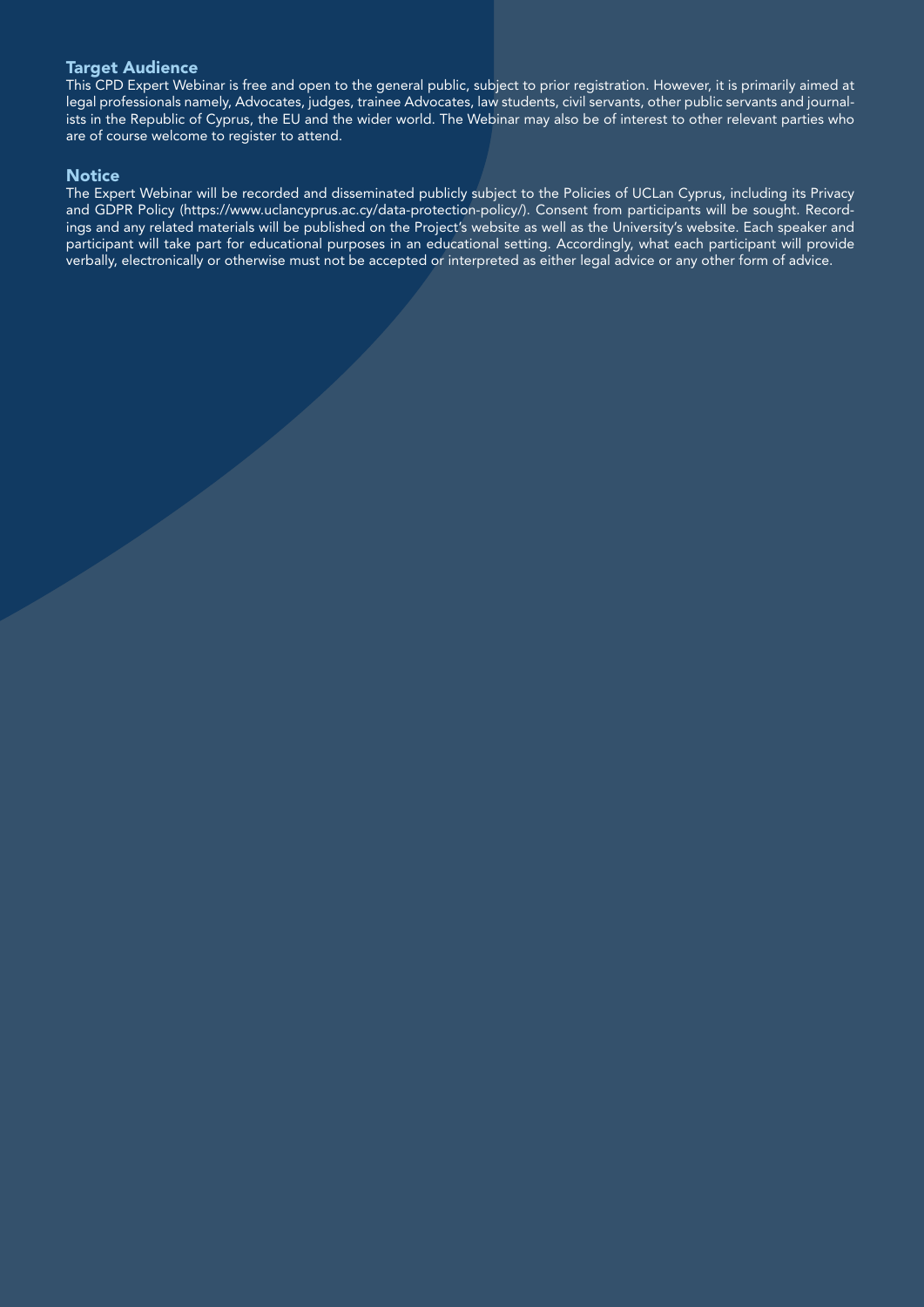## Target Audience

This CPD Expert Webinar is free and open to the general public, subject to prior registration. However, it is primarily aimed at legal professionals namely, Advocates, judges, trainee Advocates, law students, civil servants, other public servants and journalists in the Republic of Cyprus, the EU and the wider world. The Webinar may also be of interest to other relevant parties who are of course welcome to register to attend.

## Notice

The Expert Webinar will be recorded and disseminated publicly subject to the Policies of UCLan Cyprus, including its Privacy and GDPR Policy (https://www.uclancyprus.ac.cy/data-protection-policy/). Consent from participants will be sought. Recordings and any related materials will be published on the Project's website as well as the University's website. Each speaker and participant will take part for educational purposes in an educational setting. Accordingly, what each participant will provide verbally, electronically or otherwise must not be accepted or interpreted as either legal advice or any other form of advice.